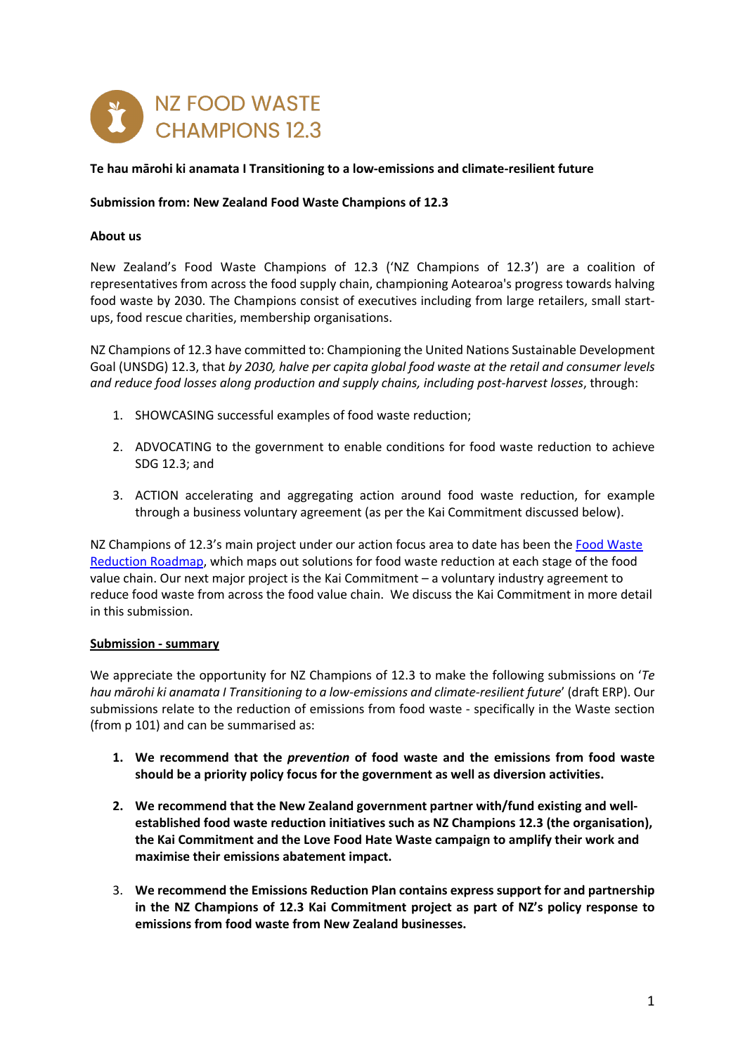# NZ FOOD WASTE CHAMPIONS 12.3

**Te hau mārohi ki anamata I Transitioning to a low-emissions and climate-resilient future**

**Submission from: New Zealand Food Waste Champions of 12.3**

**About us**

New Zealand's Food Waste Champions of 12.3 ('NZ Champions of 12.3') are a coalition of representatives from across the food supply chain, championing Aotearoa's progress towards halving food waste by 2030. The Champions consist of executives including from large retailers, small start-ups, food rescue charities, membership organisations.

NZ Champions of 12.3 have committed to: Championing the United Nations Sustainable Development Goal (UNSDG) 12.3, that *by 2030, halve per capita global food waste at the retail and consumer levels and reduce food losses along production and supply chains, including post-harvest losses*, through:

1. SHOWCASING successful examples of food waste reduction;
2. ADVOCATING to the government to enable conditions for food waste reduction to achieve SDG 12.3; and
3. ACTION accelerating and aggregating action around food waste reduction, for example through a business voluntary agreement (as per the Kai Commitment discussed below).

NZ Champions of 12.3's main project under our action focus area to date has been the Food Waste Reduction Roadmap, which maps out solutions for food waste reduction at each stage of the food value chain. Our next major project is the Kai Commitment – a voluntary industry agreement to reduce food waste from across the food value chain. We discuss the Kai Commitment in more detail in this submission.

**Submission - summary**

We appreciate the opportunity for NZ Champions of 12.3 to make the following submissions on '*Te hau mārohi ki anamata I Transitioning to a low-emissions and climate-resilient future*' (draft ERP). Our submissions relate to the reduction of emissions from food waste - specifically in the Waste section (from p 101) and can be summarised as:

1. **We recommend that the *prevention* of food waste and the emissions from food waste should be a priority policy focus for the government as well as diversion activities.**
2. **We recommend that the New Zealand government partner with/fund existing and well-established food waste reduction initiatives such as NZ Champions 12.3 (the organisation), the Kai Commitment and the Love Food Hate Waste campaign to amplify their work and maximise their emissions abatement impact.**
3. **We recommend the Emissions Reduction Plan contains express support for and partnership in the NZ Champions of 12.3 Kai Commitment project as part of NZ's policy response to emissions from food waste from New Zealand businesses.**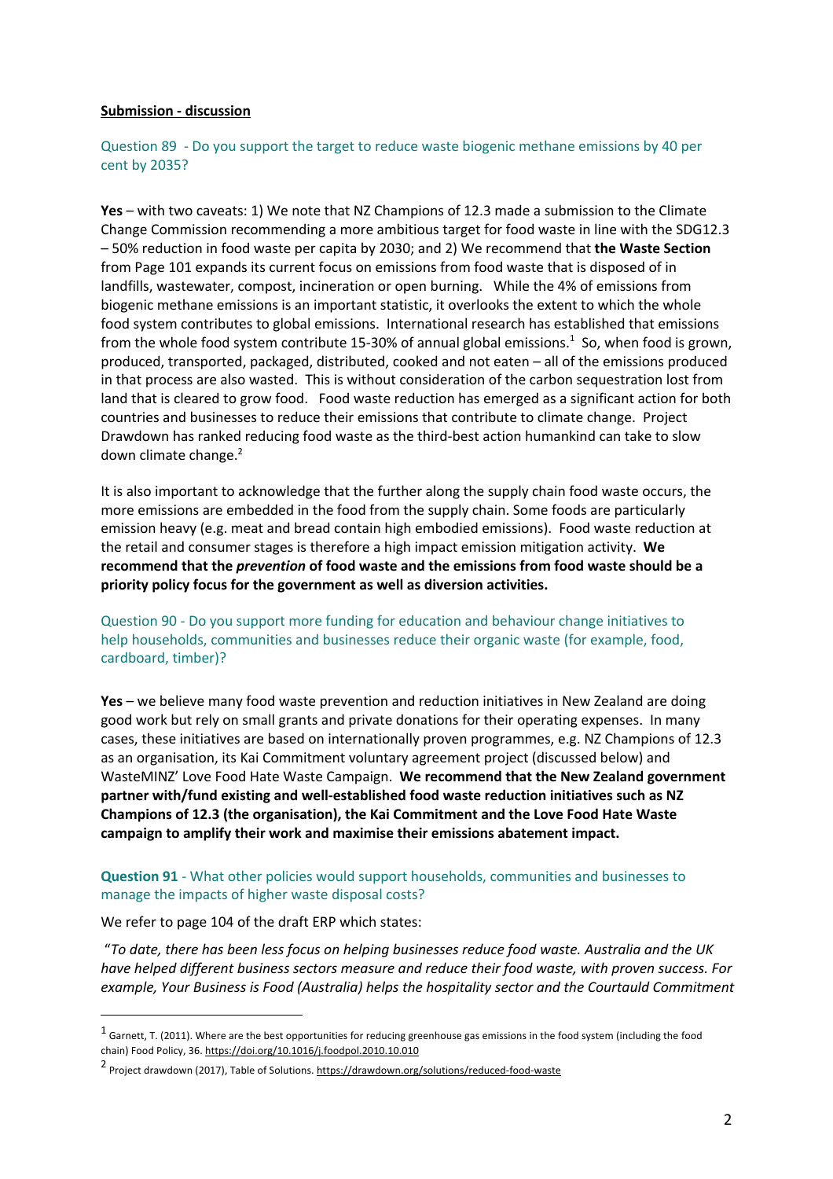**Submission - discussion**

Question 89 - Do you support the target to reduce waste biogenic methane emissions by 40 per cent by 2035?

**Yes** – with two caveats: 1) We note that NZ Champions of 12.3 made a submission to the Climate Change Commission recommending a more ambitious target for food waste in line with the SDG12.3 – 50% reduction in food waste per capita by 2030; and 2) We recommend that **the Waste Section** from Page 101 expands its current focus on emissions from food waste that is disposed of in landfills, wastewater, compost, incineration or open burning. While the 4% of emissions from biogenic methane emissions is an important statistic, it overlooks the extent to which the whole food system contributes to global emissions. International research has established that emissions from the whole food system contribute 15-30% of annual global emissions.[1] So, when food is grown, produced, transported, packaged, distributed, cooked and not eaten – all of the emissions produced in that process are also wasted. This is without consideration of the carbon sequestration lost from land that is cleared to grow food. Food waste reduction has emerged as a significant action for both countries and businesses to reduce their emissions that contribute to climate change. Project Drawdown has ranked reducing food waste as the third-best action humankind can take to slow down climate change.[2]

It is also important to acknowledge that the further along the supply chain food waste occurs, the more emissions are embedded in the food from the supply chain. Some foods are particularly emission heavy (e.g. meat and bread contain high embodied emissions). Food waste reduction at the retail and consumer stages is therefore a high impact emission mitigation activity. **We recommend that the *prevention* of food waste and the emissions from food waste should be a priority policy focus for the government as well as diversion activities.**

Question 90 - Do you support more funding for education and behaviour change initiatives to help households, communities and businesses reduce their organic waste (for example, food, cardboard, timber)?

**Yes** – we believe many food waste prevention and reduction initiatives in New Zealand are doing good work but rely on small grants and private donations for their operating expenses. In many cases, these initiatives are based on internationally proven programmes, e.g. NZ Champions of 12.3 as an organisation, its Kai Commitment voluntary agreement project (discussed below) and WasteMINZ' Love Food Hate Waste Campaign. **We recommend that the New Zealand government partner with/fund existing and well-established food waste reduction initiatives such as NZ Champions of 12.3 (the organisation), the Kai Commitment and the Love Food Hate Waste campaign to amplify their work and maximise their emissions abatement impact.**

**Question 91** - What other policies would support households, communities and businesses to manage the impacts of higher waste disposal costs?

We refer to page 104 of the draft ERP which states:

"*To date, there has been less focus on helping businesses reduce food waste. Australia and the UK have helped different business sectors measure and reduce their food waste, with proven success. For example, Your Business is Food (Australia) helps the hospitality sector and the Courtauld Commitment*

---

[1] Garnett, T. (2011). Where are the best opportunities for reducing greenhouse gas emissions in the food system (including the food chain) Food Policy, 36. https://doi.org/10.1016/j.foodpol.2010.10.010

[2] Project drawdown (2017), Table of Solutions. https://drawdown.org/solutions/reduced-food-waste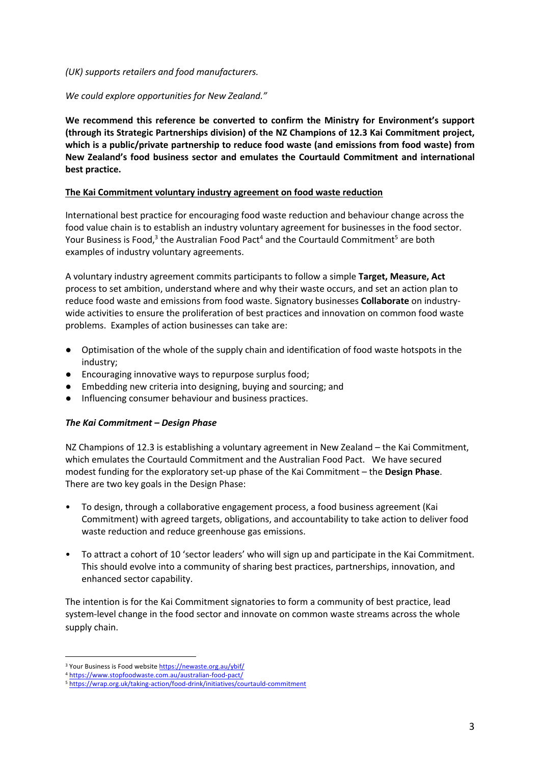*(UK) supports retailers and food manufacturers.*

*We could explore opportunities for New Zealand."*

**We recommend this reference be converted to confirm the Ministry for Environment's support (through its Strategic Partnerships division) of the NZ Champions of 12.3 Kai Commitment project, which is a public/private partnership to reduce food waste (and emissions from food waste) from New Zealand's food business sector and emulates the Courtauld Commitment and international best practice.**

<u>**The Kai Commitment voluntary industry agreement on food waste reduction**</u>

International best practice for encouraging food waste reduction and behaviour change across the food value chain is to establish an industry voluntary agreement for businesses in the food sector. Your Business is Food,[3] the Australian Food Pact[4] and the Courtauld Commitment[5] are both examples of industry voluntary agreements.

A voluntary industry agreement commits participants to follow a simple **Target, Measure, Act** process to set ambition, understand where and why their waste occurs, and set an action plan to reduce food waste and emissions from food waste. Signatory businesses **Collaborate** on industry-wide activities to ensure the proliferation of best practices and innovation on common food waste problems. Examples of action businesses can take are:

- Optimisation of the whole of the supply chain and identification of food waste hotspots in the industry;
- Encouraging innovative ways to repurpose surplus food;
- Embedding new criteria into designing, buying and sourcing; and
- Influencing consumer behaviour and business practices.

***The Kai Commitment – Design Phase***

NZ Champions of 12.3 is establishing a voluntary agreement in New Zealand – the Kai Commitment, which emulates the Courtauld Commitment and the Australian Food Pact. We have secured modest funding for the exploratory set-up phase of the Kai Commitment – the **Design Phase**. There are two key goals in the Design Phase:

- To design, through a collaborative engagement process, a food business agreement (Kai Commitment) with agreed targets, obligations, and accountability to take action to deliver food waste reduction and reduce greenhouse gas emissions.
- To attract a cohort of 10 'sector leaders' who will sign up and participate in the Kai Commitment. This should evolve into a community of sharing best practices, partnerships, innovation, and enhanced sector capability.

The intention is for the Kai Commitment signatories to form a community of best practice, lead system-level change in the food sector and innovate on common waste streams across the whole supply chain.

---

[3] Your Business is Food website https://newaste.org.au/ybif/

[4] https://www.stopfoodwaste.com.au/australian-food-pact/

[5] https://wrap.org.uk/taking-action/food-drink/initiatives/courtauld-commitment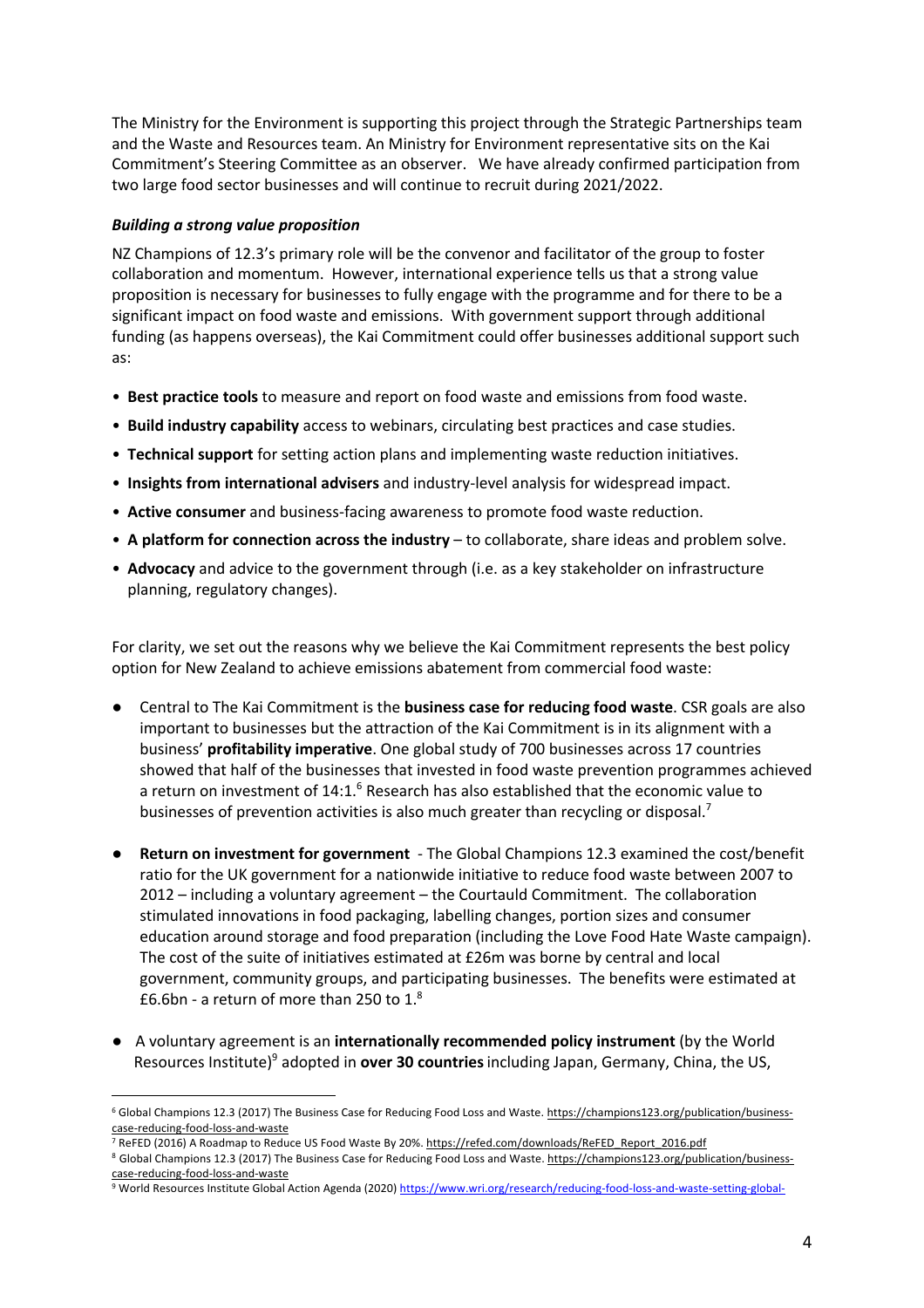The Ministry for the Environment is supporting this project through the Strategic Partnerships team and the Waste and Resources team. An Ministry for Environment representative sits on the Kai Commitment's Steering Committee as an observer. We have already confirmed participation from two large food sector businesses and will continue to recruit during 2021/2022.

***Building a strong value proposition***

NZ Champions of 12.3's primary role will be the convenor and facilitator of the group to foster collaboration and momentum. However, international experience tells us that a strong value proposition is necessary for businesses to fully engage with the programme and for there to be a significant impact on food waste and emissions. With government support through additional funding (as happens overseas), the Kai Commitment could offer businesses additional support such as:

- **Best practice tools** to measure and report on food waste and emissions from food waste.
- **Build industry capability** access to webinars, circulating best practices and case studies.
- **Technical support** for setting action plans and implementing waste reduction initiatives.
- **Insights from international advisers** and industry-level analysis for widespread impact.
- **Active consumer** and business-facing awareness to promote food waste reduction.
- **A platform for connection across the industry** – to collaborate, share ideas and problem solve.
- **Advocacy** and advice to the government through (i.e. as a key stakeholder on infrastructure planning, regulatory changes).

For clarity, we set out the reasons why we believe the Kai Commitment represents the best policy option for New Zealand to achieve emissions abatement from commercial food waste:

- Central to The Kai Commitment is the **business case for reducing food waste**. CSR goals are also important to businesses but the attraction of the Kai Commitment is in its alignment with a business' **profitability imperative**. One global study of 700 businesses across 17 countries showed that half of the businesses that invested in food waste prevention programmes achieved a return on investment of 14:1.[6] Research has also established that the economic value to businesses of prevention activities is also much greater than recycling or disposal.[7]

- **Return on investment for government** - The Global Champions 12.3 examined the cost/benefit ratio for the UK government for a nationwide initiative to reduce food waste between 2007 to 2012 – including a voluntary agreement – the Courtauld Commitment. The collaboration stimulated innovations in food packaging, labelling changes, portion sizes and consumer education around storage and food preparation (including the Love Food Hate Waste campaign). The cost of the suite of initiatives estimated at £26m was borne by central and local government, community groups, and participating businesses. The benefits were estimated at £6.6bn - a return of more than 250 to 1.[8]

- A voluntary agreement is an **internationally recommended policy instrument** (by the World Resources Institute)[9] adopted in **over 30 countries** including Japan, Germany, China, the US,

---

[6] Global Champions 12.3 (2017) The Business Case for Reducing Food Loss and Waste. https://champions123.org/publication/business-case-reducing-food-loss-and-waste

[7] ReFED (2016) A Roadmap to Reduce US Food Waste By 20%. https://refed.com/downloads/ReFED_Report_2016.pdf

[8] Global Champions 12.3 (2017) The Business Case for Reducing Food Loss and Waste. https://champions123.org/publication/business-case-reducing-food-loss-and-waste

[9] World Resources Institute Global Action Agenda (2020) https://www.wri.org/research/reducing-food-loss-and-waste-setting-global-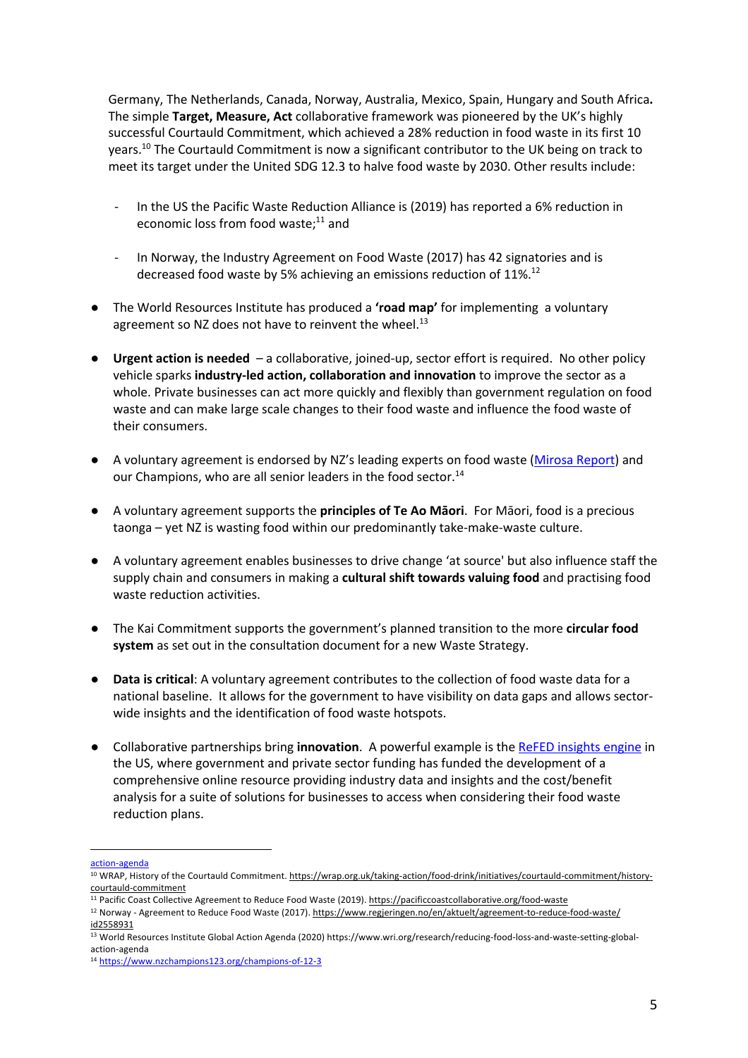Germany, The Netherlands, Canada, Norway, Australia, Mexico, Spain, Hungary and South Africa**.** The simple **Target, Measure, Act** collaborative framework was pioneered by the UK's highly successful Courtauld Commitment, which achieved a 28% reduction in food waste in its first 10 years.[10] The Courtauld Commitment is now a significant contributor to the UK being on track to meet its target under the United SDG 12.3 to halve food waste by 2030. Other results include:

- In the US the Pacific Waste Reduction Alliance is (2019) has reported a 6% reduction in economic loss from food waste;[11] and

- In Norway, the Industry Agreement on Food Waste (2017) has 42 signatories and is decreased food waste by 5% achieving an emissions reduction of 11%.[12]

- The World Resources Institute has produced a **'road map'** for implementing a voluntary agreement so NZ does not have to reinvent the wheel.[13]

- **Urgent action is needed** – a collaborative, joined-up, sector effort is required. No other policy vehicle sparks **industry-led action, collaboration and innovation** to improve the sector as a whole. Private businesses can act more quickly and flexibly than government regulation on food waste and can make large scale changes to their food waste and influence the food waste of their consumers.

- A voluntary agreement is endorsed by NZ's leading experts on food waste (Mirosa Report) and our Champions, who are all senior leaders in the food sector.[14]

- A voluntary agreement supports the **principles of Te Ao Māori**. For Māori, food is a precious taonga – yet NZ is wasting food within our predominantly take-make-waste culture.

- A voluntary agreement enables businesses to drive change 'at source' but also influence staff the supply chain and consumers in making a **cultural shift towards valuing food** and practising food waste reduction activities.

- The Kai Commitment supports the government's planned transition to the more **circular food system** as set out in the consultation document for a new Waste Strategy.

- **Data is critical**: A voluntary agreement contributes to the collection of food waste data for a national baseline. It allows for the government to have visibility on data gaps and allows sector-wide insights and the identification of food waste hotspots.

- Collaborative partnerships bring **innovation**. A powerful example is the ReFED insights engine in the US, where government and private sector funding has funded the development of a comprehensive online resource providing industry data and insights and the cost/benefit analysis for a suite of solutions for businesses to access when considering their food waste reduction plans.

---

action-agenda

[10] WRAP, History of the Courtauld Commitment. https://wrap.org.uk/taking-action/food-drink/initiatives/courtauld-commitment/history-courtauld-commitment

[11] Pacific Coast Collective Agreement to Reduce Food Waste (2019). https://pacificcoastcollaborative.org/food-waste

[12] Norway - Agreement to Reduce Food Waste (2017). https://www.regjeringen.no/en/aktuelt/agreement-to-reduce-food-waste/id2558931

[13] World Resources Institute Global Action Agenda (2020) https://www.wri.org/research/reducing-food-loss-and-waste-setting-global-action-agenda

[14] https://www.nzchampions123.org/champions-of-12-3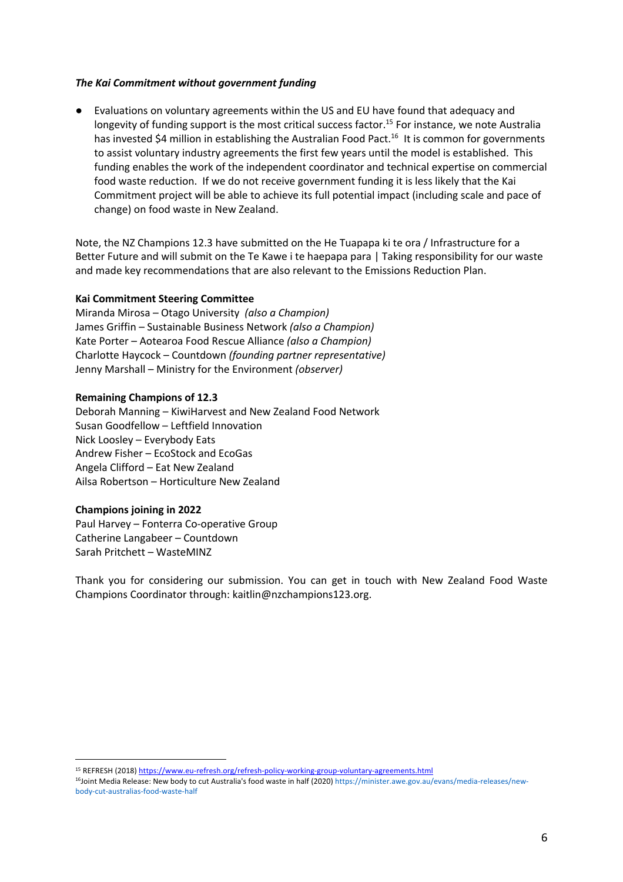***The Kai Commitment without government funding***

- Evaluations on voluntary agreements within the US and EU have found that adequacy and longevity of funding support is the most critical success factor.[15] For instance, we note Australia has invested $4 million in establishing the Australian Food Pact.[16] It is common for governments to assist voluntary industry agreements the first few years until the model is established. This funding enables the work of the independent coordinator and technical expertise on commercial food waste reduction. If we do not receive government funding it is less likely that the Kai Commitment project will be able to achieve its full potential impact (including scale and pace of change) on food waste in New Zealand.

Note, the NZ Champions 12.3 have submitted on the He Tuapapa ki te ora / Infrastructure for a Better Future and will submit on the Te Kawe i te haepapa para | Taking responsibility for our waste and made key recommendations that are also relevant to the Emissions Reduction Plan.

**Kai Commitment Steering Committee**

Miranda Mirosa – Otago University *(also a Champion)*
James Griffin – Sustainable Business Network *(also a Champion)*
Kate Porter – Aotearoa Food Rescue Alliance *(also a Champion)*
Charlotte Haycock – Countdown *(founding partner representative)*
Jenny Marshall – Ministry for the Environment *(observer)*

**Remaining Champions of 12.3**

Deborah Manning – KiwiHarvest and New Zealand Food Network
Susan Goodfellow – Leftfield Innovation
Nick Loosley – Everybody Eats
Andrew Fisher – EcoStock and EcoGas
Angela Clifford – Eat New Zealand
Ailsa Robertson – Horticulture New Zealand

**Champions joining in 2022**

Paul Harvey – Fonterra Co-operative Group
Catherine Langabeer – Countdown
Sarah Pritchett – WasteMINZ

Thank you for considering our submission. You can get in touch with New Zealand Food Waste Champions Coordinator through: kaitlin@nzchampions123.org.

---

[15] REFRESH (2018) https://www.eu-refresh.org/refresh-policy-working-group-voluntary-agreements.html

[16] Joint Media Release: New body to cut Australia's food waste in half (2020) https://minister.awe.gov.au/evans/media-releases/new-body-cut-australias-food-waste-half